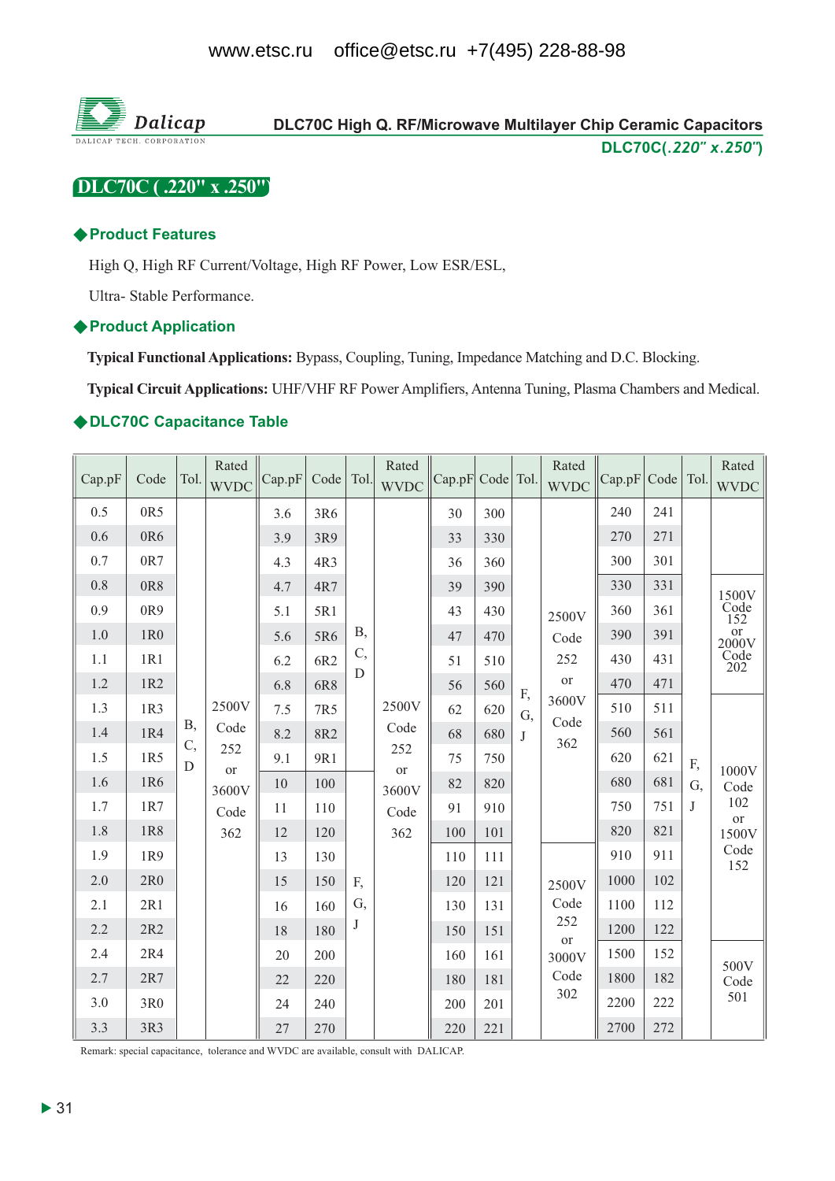www.etsc.ru office@etsc.ru +7(495) 228-88-98

Dalicap
DALICAP TECH. CORPORATION

**DLC70C High Q. RF/Microwave Multilayer Chip Ceramic Capacitors**
**DLC70C(*.220" x.250"*)**

# DLC70C ( .220" x .250")

## ◆Product Features

High Q, High RF Current/Voltage, High RF Power, Low ESR/ESL,

Ultra- Stable Performance.

## ◆Product Application

**Typical Functional Applications:** Bypass, Coupling, Tuning, Impedance Matching and D.C. Blocking.

**Typical Circuit Applications:** UHF/VHF RF Power Amplifiers, Antenna Tuning, Plasma Chambers and Medical.

## ◆DLC70C Capacitance Table

| Cap.pF | Code | Tol. | Rated WVDC | Cap.pF | Code | Tol. | Rated WVDC | Cap.pF | Code | Tol. | Rated WVDC | Cap.pF | Code | Tol. | Rated WVDC |
|---|---|---|---|---|---|---|---|---|---|---|---|---|---|---|---|
| 0.5 | 0R5 | B, C, D | 2500V Code 252 or 3600V Code 362 | 3.6 | 3R6 | B, C, D | 2500V Code 252 or 3600V Code 362 | 30 | 300 | F, G, J | 2500V Code 252 or 3600V Code 362 | 240 | 241 | F, G, J | |
| 0.6 | 0R6 | | | 3.9 | 3R9 | | | 33 | 330 | | | 270 | 271 | | |
| 0.7 | 0R7 | | | 4.3 | 4R3 | | | 36 | 360 | | | 300 | 301 | | |
| 0.8 | 0R8 | | | 4.7 | 4R7 | | | 39 | 390 | | | 330 | 331 | | 1500V Code 152 or 2000V Code 202 |
| 0.9 | 0R9 | | | 5.1 | 5R1 | | | 43 | 430 | | | 360 | 361 | | |
| 1.0 | 1R0 | | | 5.6 | 5R6 | | | 47 | 470 | | | 390 | 391 | | |
| 1.1 | 1R1 | | | 6.2 | 6R2 | | | 51 | 510 | | | 430 | 431 | | |
| 1.2 | 1R2 | | | 6.8 | 6R8 | | | 56 | 560 | | | 470 | 471 | | |
| 1.3 | 1R3 | | | 7.5 | 7R5 | | | 62 | 620 | | | 510 | 511 | | 1000V Code 102 or 1500V Code 152 |
| 1.4 | 1R4 | | | 8.2 | 8R2 | | | 68 | 680 | | | 560 | 561 | | |
| 1.5 | 1R5 | | | 9.1 | 9R1 | | | 75 | 750 | | | 620 | 621 | | |
| 1.6 | 1R6 | | | 10 | 100 | F, G, J | | 82 | 820 | | | 680 | 681 | | |
| 1.7 | 1R7 | | | 11 | 110 | | | 91 | 910 | | | 750 | 751 | | |
| 1.8 | 1R8 | | | 12 | 120 | | | 100 | 101 | | | 820 | 821 | | |
| 1.9 | 1R9 | | | 13 | 130 | | | 110 | 111 | | 2500V Code 252 or 3000V Code 302 | 910 | 911 | | |
| 2.0 | 2R0 | | | 15 | 150 | | | 120 | 121 | | | 1000 | 102 | | |
| 2.1 | 2R1 | | | 16 | 160 | | | 130 | 131 | | | 1100 | 112 | | |
| 2.2 | 2R2 | | | 18 | 180 | | | 150 | 151 | | | 1200 | 122 | | |
| 2.4 | 2R4 | | | 20 | 200 | | | 160 | 161 | | | 1500 | 152 | | 500V Code 501 |
| 2.7 | 2R7 | | | 22 | 220 | | | 180 | 181 | | | 1800 | 182 | | |
| 3.0 | 3R0 | | | 24 | 240 | | | 200 | 201 | | | 2200 | 222 | | |
| 3.3 | 3R3 | | | 27 | 270 | | | 220 | 221 | | | 2700 | 272 | | |

Remark: special capacitance, tolerance and WVDC are available, consult with DALICAP.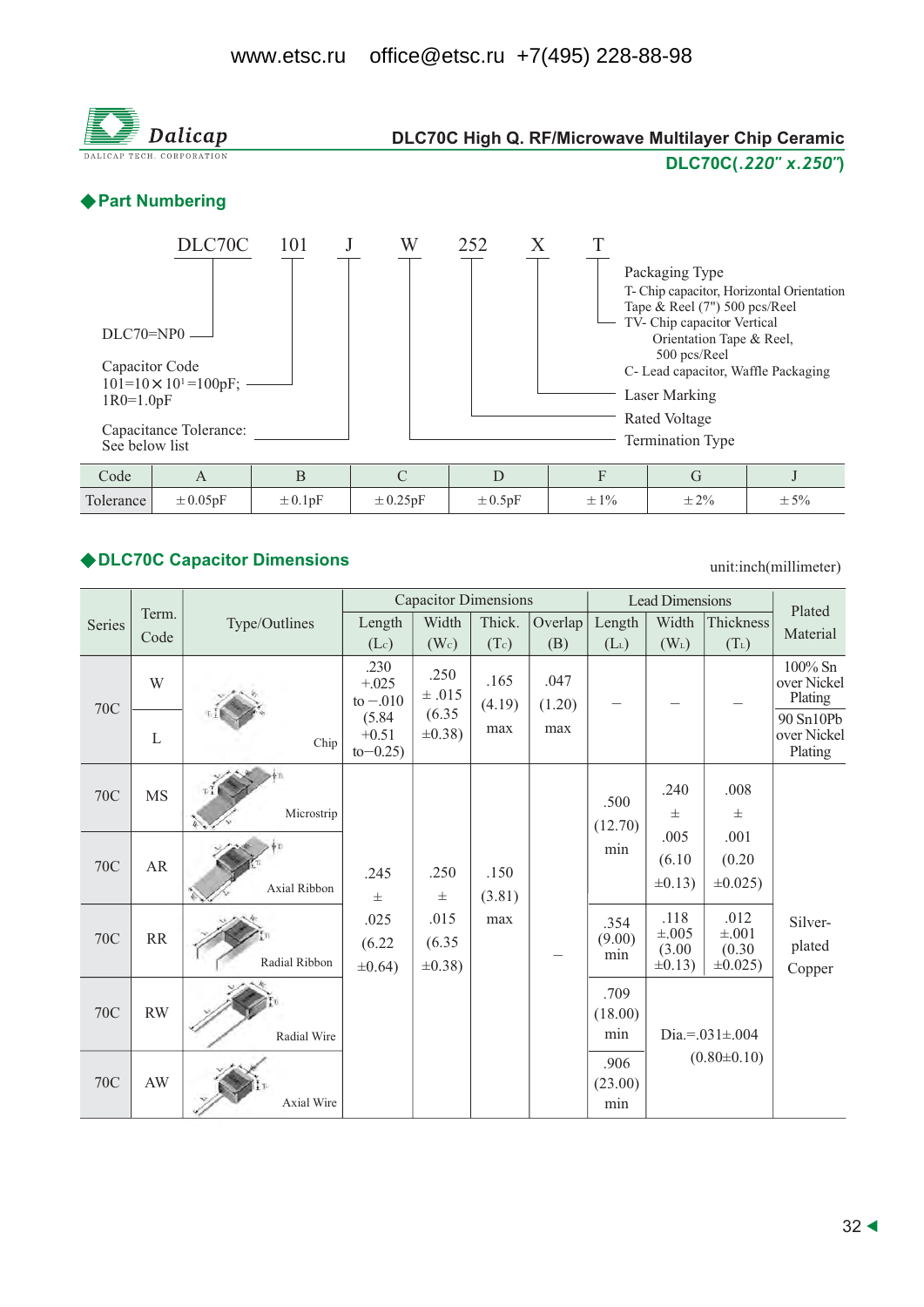www.etsc.ru office@etsc.ru +7(495) 228-88-98

Dalicap
DALICAP TECH. CORPORATION

# DLC70C High Q. RF/Microwave Multilayer Chip Ceramic

## DLC70C(*.220" x.250"*)

## ◆Part Numbering

DLC70C 101 J W 252 X T

- DLC70=NP0
- Capacitor Code: 101=10×10[1]=100pF; 1R0=1.0pF
- Capacitance Tolerance: See below list
- Packaging Type:
  - T- Chip capacitor, Horizontal Orientation Tape & Reel (7") 500 pcs/Reel
  - TV- Chip capacitor Vertical Orientation Tape & Reel, 500 pcs/Reel
  - C- Lead capacitor, Waffle Packaging
- Laser Marking
- Rated Voltage
- Termination Type

| Code | A | B | C | D | F | G | J |
|---|---|---|---|---|---|---|---|
| Tolerance | ±0.05pF | ±0.1pF | ±0.25pF | ±0.5pF | ±1% | ±2% | ±5% |

## ◆DLC70C Capacitor Dimensions

unit:inch(millimeter)

| Series | Term. Code | Type/Outlines | Capacitor Dimensions | | | | Lead Dimensions | | | Plated Material |
|---|---|---|---|---|---|---|---|---|---|---|
| | | | Length ($L_C$) | Width ($W_C$) | Thick. ($T_C$) | Overlap (B) | Length ($L_L$) | Width ($W_L$) | Thickness ($T_L$) | |
| 70C | W | Chip | .230 +.025 to −.010 (5.84 +0.51 to−0.25) | .250 ±.015 (6.35 ±0.38) | .165 (4.19) max | .047 (1.20) max | – | – | – | 100% Sn over Nickel Plating |
| 70C | L | Chip | | | | | | | | 90 Sn10Pb over Nickel Plating |
| 70C | MS | Microstrip | .245 ± .025 (6.22 ±0.64) | .250 ± .015 (6.35 ±0.38) | .150 (3.81) max | – | .500 (12.70) min | .240 ± .005 (6.10 ±0.13) | .008 ± .001 (0.20 ±0.025) | Silver-plated Copper |
| 70C | AR | Axial Ribbon | | | | | | | | |
| 70C | RR | Radial Ribbon | | | | | .354 (9.00) min | .118 ±.005 (3.00 ±0.13) | .012 ±.001 (0.30 ±0.025) | |
| 70C | RW | Radial Wire | | | | | .709 (18.00) min | Dia.=.031±.004 (0.80±0.10) | | |
| 70C | AW | Axial Wire | | | | | .906 (23.00) min | | | |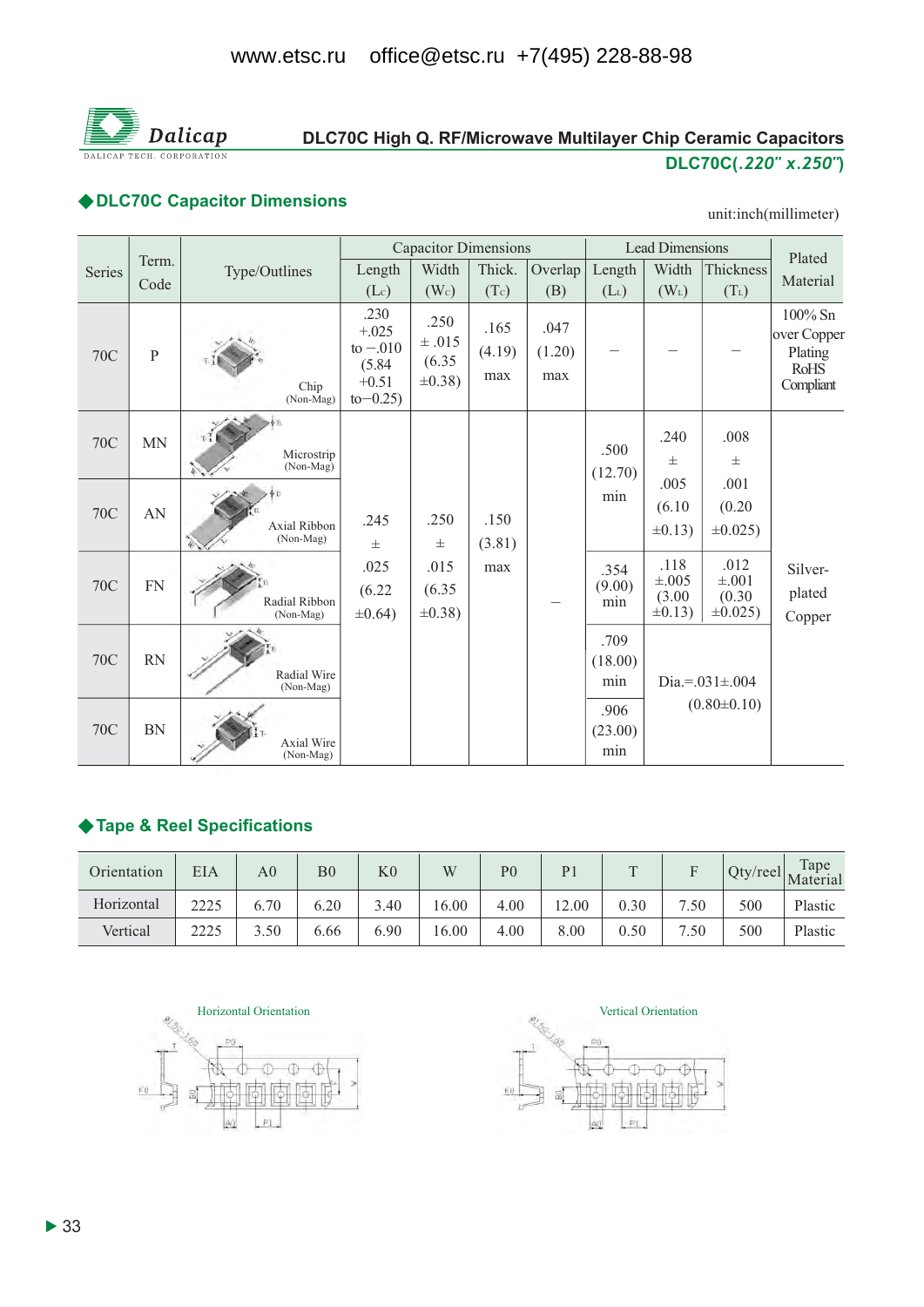DLC70C High Q. RF/Microwave Multilayer Chip Ceramic Capacitors

**DLC70C(*.220" x.250"*)**

## ◆DLC70C Capacitor Dimensions

unit:inch(millimeter)

| Series | Term. Code | Type/Outlines | Capacitor Dimensions | | | | Lead Dimensions | | | Plated Material |
|---|---|---|---|---|---|---|---|---|---|---|
| | | | Length ($L_C$) | Width ($W_C$) | Thick. ($T_C$) | Overlap (B) | Length ($L_L$) | Width ($W_L$) | Thickness ($T_L$) | |
| 70C | P | Chip (Non-Mag) | .230 +.025 to −.010 (5.84 +0.51 to−0.25) | .250 ±.015 (6.35 ±0.38) | .165 (4.19) max | .047 (1.20) max | – | – | – | 100% Sn over Copper Plating RoHS Compliant |
| 70C | MN | Microstrip (Non-Mag) | .245 ± .025 (6.22 ±0.64) | .250 ± .015 (6.35 ±0.38) | .150 (3.81) max | – | .500 (12.70) min | .240 ± .005 (6.10 ±0.13) | .008 ± .001 (0.20 ±0.025) | Silver-plated Copper |
| 70C | AN | Axial Ribbon (Non-Mag) | | | | | | | | |
| 70C | FN | Radial Ribbon (Non-Mag) | | | | | .354 (9.00) min | .118 ±.005 (3.00 ±0.13) | .012 ±.001 (0.30 ±0.025) | |
| 70C | RN | Radial Wire (Non-Mag) | | | | | .709 (18.00) min | Dia.=.031±.004 (0.80±0.10) | | |
| 70C | BN | Axial Wire (Non-Mag) | | | | | .906 (23.00) min | | | |

## ◆Tape & Reel Specifications

| Orientation | EIA | A0 | B0 | K0 | W | P0 | P1 | T | F | Qty/reel | Tape Material |
|---|---|---|---|---|---|---|---|---|---|---|---|
| Horizontal | 2225 | 6.70 | 6.20 | 3.40 | 16.00 | 4.00 | 12.00 | 0.30 | 7.50 | 500 | Plastic |
| Vertical | 2225 | 3.50 | 6.66 | 6.90 | 16.00 | 4.00 | 8.00 | 0.50 | 7.50 | 500 | Plastic |

Horizontal Orientation

Vertical Orientation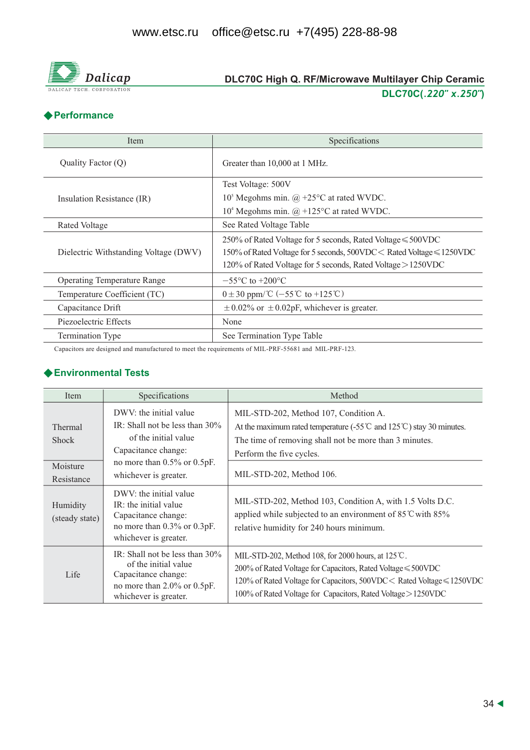# DLC70C High Q. RF/Microwave Multilayer Chip Ceramic

## DLC70C(*.220" x.250"*)

## ◆Performance

| Item | Specifications |
|---|---|
| Quality Factor (Q) | Greater than 10,000 at 1 MHz. |
| Insulation Resistance (IR) | Test Voltage: 500V<br>$10^5$ Megohms min. @ +25°C at rated WVDC.<br>$10^4$ Megohms min. @ +125°C at rated WVDC. |
| Rated Voltage | See Rated Voltage Table |
| Dielectric Withstanding Voltage (DWV) | 250% of Rated Voltage for 5 seconds, Rated Voltage≤500VDC<br>150% of Rated Voltage for 5 seconds, 500VDC< Rated Voltage≤1250VDC<br>120% of Rated Voltage for 5 seconds, Rated Voltage>1250VDC |
| Operating Temperature Range | −55°C to +200°C |
| Temperature Coefficient (TC) | 0±30 ppm/℃ (−55℃ to +125℃) |
| Capacitance Drift | ±0.02% or ±0.02pF, whichever is greater. |
| Piezoelectric Effects | None |
| Termination Type | See Termination Type Table |

Capacitors are designed and manufactured to meet the requirements of MIL-PRF-55681 and MIL-PRF-123.

## ◆Environmental Tests

| Item | Specifications | Method |
|---|---|---|
| Thermal Shock | DWV: the initial value<br>IR: Shall not be less than 30% of the initial value<br>Capacitance change:<br>no more than 0.5% or 0.5pF.<br>whichever is greater. | MIL-STD-202, Method 107, Condition A.<br>At the maximum rated temperature (-55℃ and 125℃) stay 30 minutes.<br>The time of removing shall not be more than 3 minutes.<br>Perform the five cycles. |
| Moisture Resistance | | MIL-STD-202, Method 106. |
| Humidity (steady state) | DWV: the initial value<br>IR: the initial value<br>Capacitance change:<br>no more than 0.3% or 0.3pF.<br>whichever is greater. | MIL-STD-202, Method 103, Condition A, with 1.5 Volts D.C. applied while subjected to an environment of 85℃ with 85% relative humidity for 240 hours minimum. |
| Life | IR: Shall not be less than 30% of the initial value<br>Capacitance change:<br>no more than 2.0% or 0.5pF.<br>whichever is greater. | MIL-STD-202, Method 108, for 2000 hours, at 125℃.<br>200% of Rated Voltage for Capacitors, Rated Voltage≤500VDC<br>120% of Rated Voltage for Capacitors, 500VDC< Rated Voltage≤1250VDC<br>100% of Rated Voltage for Capacitors, Rated Voltage>1250VDC |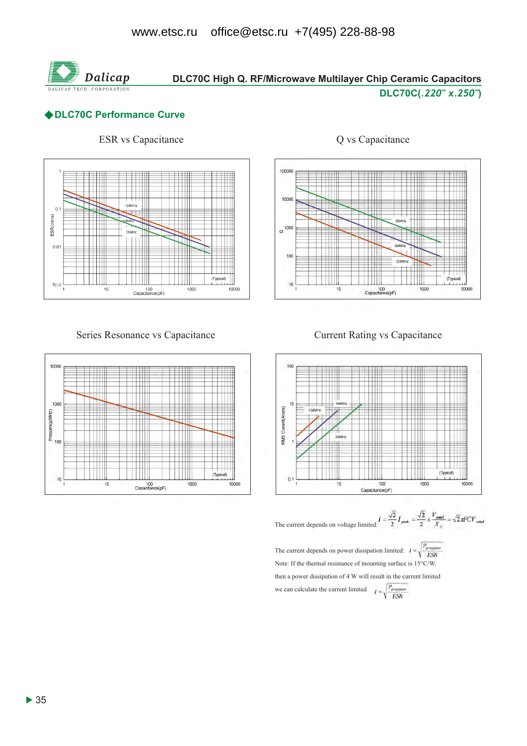www.etsc.ru office@etsc.ru +7(495) 228-88-98

Dalicap
DALICAP TECH. CORPORATION

DLC70C High Q. RF/Microwave Multilayer Chip Ceramic Capacitors

DLC70C(*.220" x.250"*)

## ◆DLC70C Performance Curve

ESR vs Capacitance

1
0.1
0.01
1E-3
ESR(ohms)
128MHz
64MHz
30MHz
(Typical)
1 10 100 1000 10000
Capacitance(pF)

Q vs Capacitance

100000
10000
1000
100
10
Q
30MHz
64MHz
128MHz
(Typical)
1 10 100 1000 10000
Capacitance(pF)

Series Resonance vs Capacitance

10000
1000
100
10
Frequency(MHz)
(Typical)
1 10 100 1000 10000
Capacitance(pF)

Current Rating vs Capacitance

100
10
1
0.1
RMS Current(Amps)
64MHz
128MHz
30MHz
(Typical)
1 10 100 1000 10000
Capacitance(pF)

The current depends on voltage limited: $I = \frac{\sqrt{2}}{2} I_{peak} = \frac{\sqrt{2}}{2} \times \frac{V_{rated}}{X_C} = \sqrt{2}\pi f C V_{rated}$

The current depends on power dissipation limited: $I = \sqrt{\frac{P_{dissipation}}{ESR}}$

Note: If the thermal resistance of mounting surface is 15°C/W.

then a power dissipation of 4 W will result in the current limited

we can calculate the current limited $I = \sqrt{\frac{P_{dissipation}}{ESR}}$